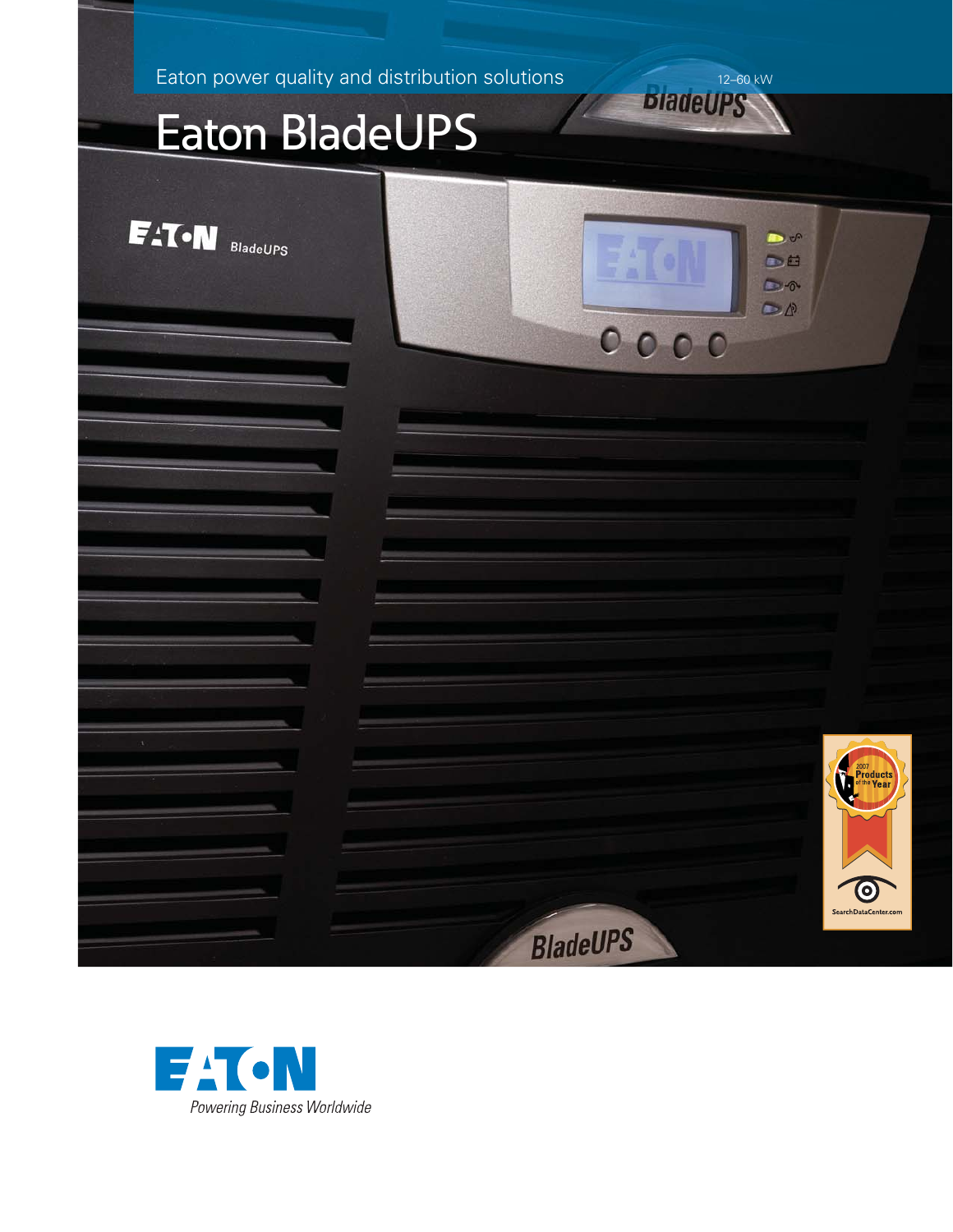Eaton power quality and distribution solutions

12–60 kW

# Eaton BladeUPS

Powering Business Worldwide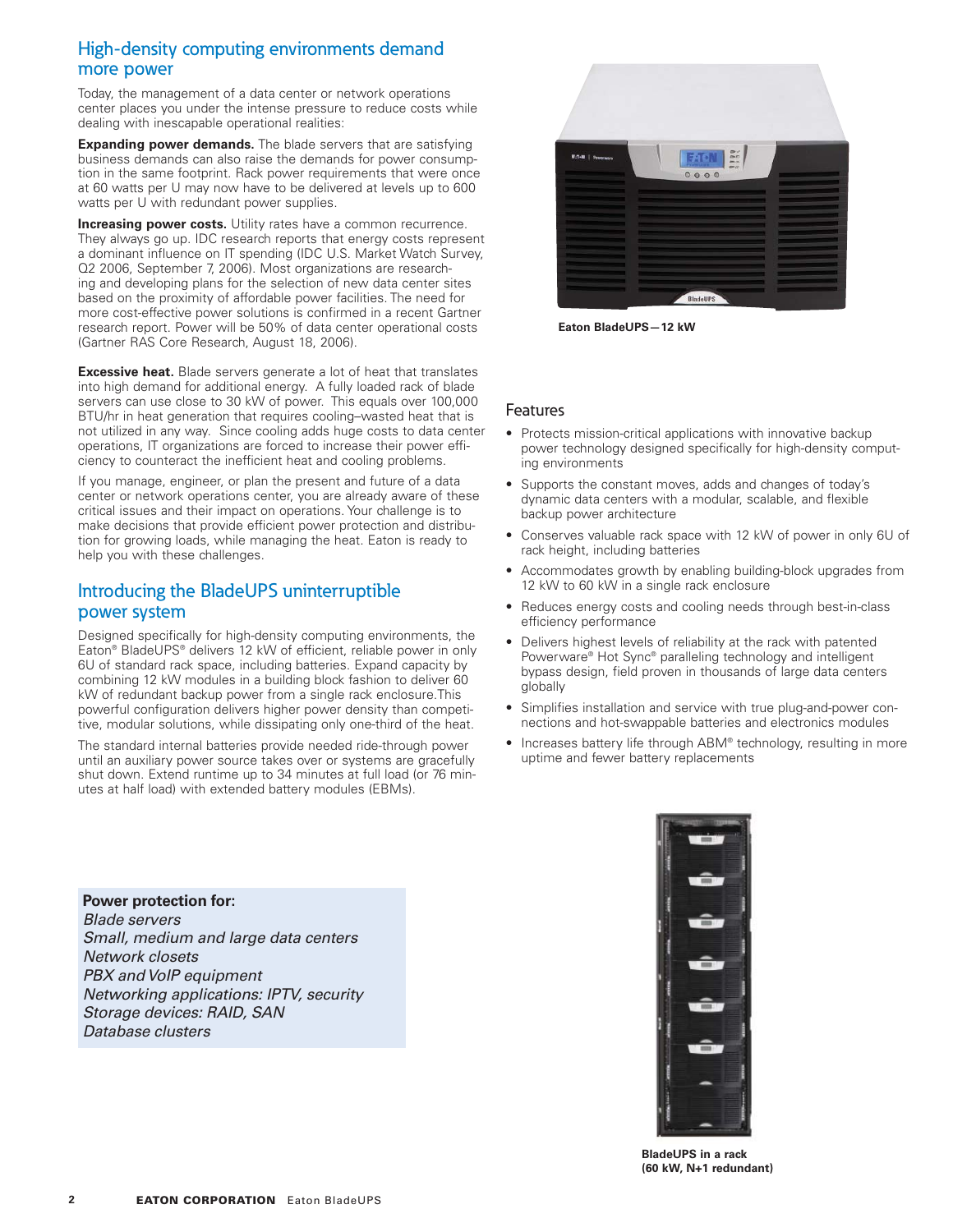## High-density computing environments demand more power

Today, the management of a data center or network operations center places you under the intense pressure to reduce costs while dealing with inescapable operational realities:

**Expanding power demands.** The blade servers that are satisfying business demands can also raise the demands for power consumption in the same footprint. Rack power requirements that were once at 60 watts per U may now have to be delivered at levels up to 600 watts per U with redundant power supplies.

**Increasing power costs.** Utility rates have a common recurrence. They always go up. IDC research reports that energy costs represent a dominant influence on IT spending (IDC U.S. Market Watch Survey, Q2 2006, September 7, 2006). Most organizations are researching and developing plans for the selection of new data center sites based on the proximity of affordable power facilities. The need for more cost-effective power solutions is confirmed in a recent Gartner research report. Power will be 50% of data center operational costs (Gartner RAS Core Research, August 18, 2006).

**Excessive heat.** Blade servers generate a lot of heat that translates into high demand for additional energy. A fully loaded rack of blade servers can use close to 30 kW of power. This equals over 100,000 BTU/hr in heat generation that requires cooling–wasted heat that is not utilized in any way. Since cooling adds huge costs to data center operations, IT organizations are forced to increase their power efficiency to counteract the inefficient heat and cooling problems.

If you manage, engineer, or plan the present and future of a data center or network operations center, you are already aware of these critical issues and their impact on operations. Your challenge is to make decisions that provide efficient power protection and distribution for growing loads, while managing the heat. Eaton is ready to help you with these challenges.

## Introducing the BladeUPS uninterruptible power system

Designed specifically for high-density computing environments, the Eaton® BladeUPS® delivers 12 kW of efficient, reliable power in only 6U of standard rack space, including batteries. Expand capacity by combining 12 kW modules in a building block fashion to deliver 60 kW of redundant backup power from a single rack enclosure. This powerful configuration delivers higher power density than competitive, modular solutions, while dissipating only one-third of the heat.

The standard internal batteries provide needed ride-through power until an auxiliary power source takes over or systems are gracefully shut down. Extend runtime up to 34 minutes at full load (or 76 minutes at half load) with extended battery modules (EBMs).

**Power protection for:**
*Blade servers*
*Small, medium and large data centers*
*Network closets*
*PBX and VoIP equipment*
*Networking applications: IPTV, security*
*Storage devices: RAID, SAN*
*Database clusters*

**Eaton BladeUPS—12 kW**

## Features

- Protects mission-critical applications with innovative backup power technology designed specifically for high-density computing environments
- Supports the constant moves, adds and changes of today's dynamic data centers with a modular, scalable, and flexible backup power architecture
- Conserves valuable rack space with 12 kW of power in only 6U of rack height, including batteries
- Accommodates growth by enabling building-block upgrades from 12 kW to 60 kW in a single rack enclosure
- Reduces energy costs and cooling needs through best-in-class efficiency performance
- Delivers highest levels of reliability at the rack with patented Powerware® Hot Sync® paralleling technology and intelligent bypass design, field proven in thousands of large data centers globally
- Simplifies installation and service with true plug-and-power connections and hot-swappable batteries and electronics modules
- Increases battery life through ABM® technology, resulting in more uptime and fewer battery replacements

**BladeUPS in a rack (60 kW, N+1 redundant)**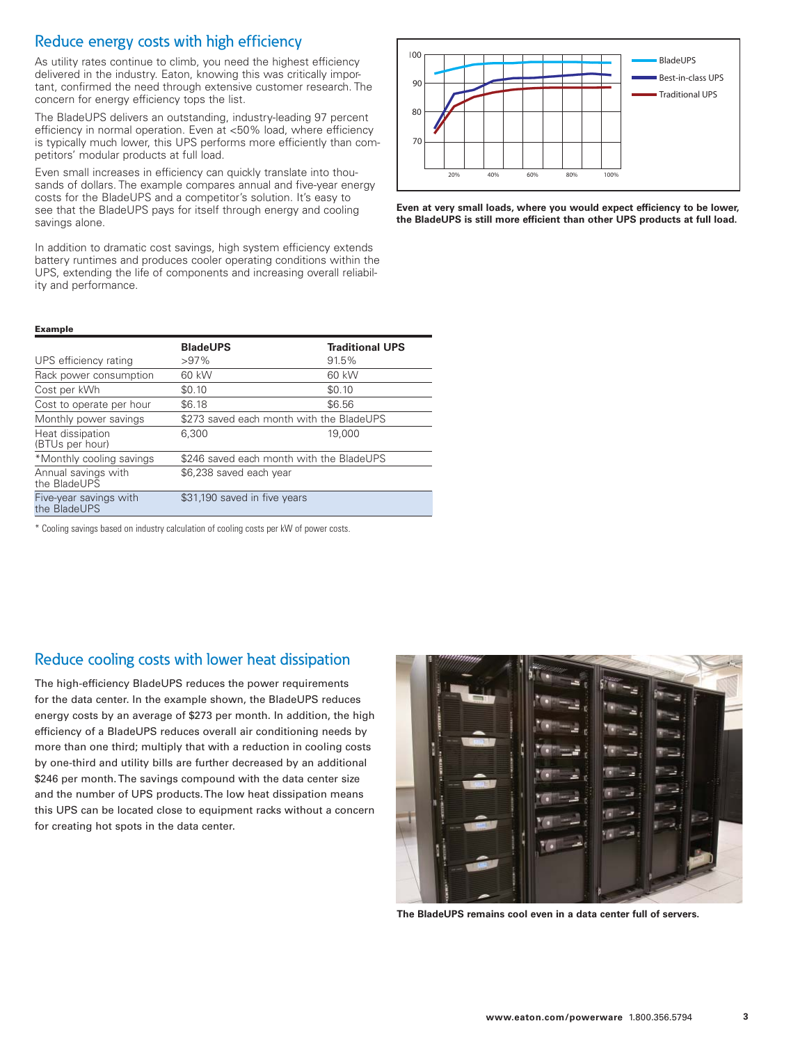## Reduce energy costs with high efficiency

As utility rates continue to climb, you need the highest efficiency delivered in the industry. Eaton, knowing this was critically important, confirmed the need through extensive customer research. The concern for energy efficiency tops the list.

The BladeUPS delivers an outstanding, industry-leading 97 percent efficiency in normal operation. Even at <50% load, where efficiency is typically much lower, this UPS performs more efficiently than competitors' modular products at full load.

Even small increases in efficiency can quickly translate into thousands of dollars. The example compares annual and five-year energy costs for the BladeUPS and a competitor's solution. It's easy to see that the BladeUPS pays for itself through energy and cooling savings alone.

In addition to dramatic cost savings, high system efficiency extends battery runtimes and produces cooler operating conditions within the UPS, extending the life of components and increasing overall reliability and performance.

**Even at very small loads, where you would expect efficiency to be lower, the BladeUPS is still more efficient than other UPS products at full load.**

**Example**

| | BladeUPS | Traditional UPS |
|---|---|---|
| UPS efficiency rating | >97% | 91.5% |
| Rack power consumption | 60 kW | 60 kW |
| Cost per kWh | $0.10 | $0.10 |
| Cost to operate per hour | $6.18 | $6.56 |
| Monthly power savings | $273 saved each month with the BladeUPS | |
| Heat dissipation (BTUs per hour) | 6,300 | 19,000 |
| *Monthly cooling savings | $246 saved each month with the BladeUPS | |
| Annual savings with the BladeUPS | $6,238 saved each year | |
| Five-year savings with the BladeUPS | $31,190 saved in five years | |

\* Cooling savings based on industry calculation of cooling costs per kW of power costs.

## Reduce cooling costs with lower heat dissipation

The high-efficiency BladeUPS reduces the power requirements for the data center. In the example shown, the BladeUPS reduces energy costs by an average of $273 per month. In addition, the high efficiency of a BladeUPS reduces overall air conditioning needs by more than one third; multiply that with a reduction in cooling costs by one-third and utility bills are further decreased by an additional $246 per month. The savings compound with the data center size and the number of UPS products. The low heat dissipation means this UPS can be located close to equipment racks without a concern for creating hot spots in the data center.

**The BladeUPS remains cool even in a data center full of servers.**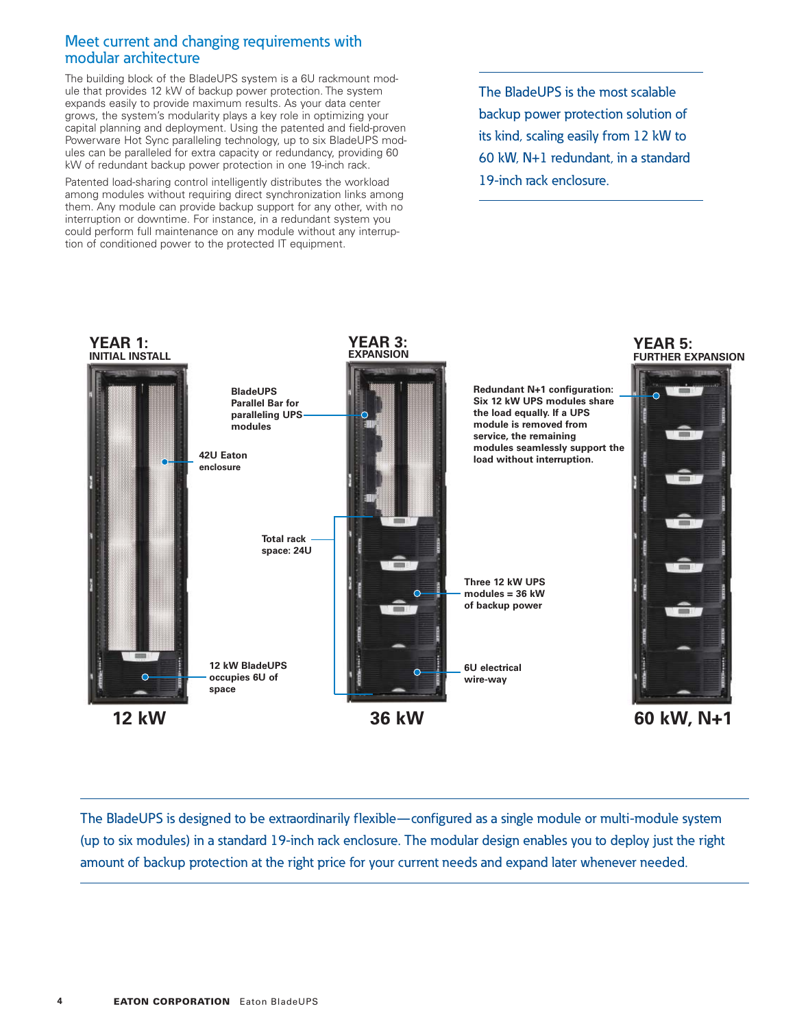## Meet current and changing requirements with modular architecture

The building block of the BladeUPS system is a 6U rackmount module that provides 12 kW of backup power protection. The system expands easily to provide maximum results. As your data center grows, the system's modularity plays a key role in optimizing your capital planning and deployment. Using the patented and field-proven Powerware Hot Sync paralleling technology, up to six BladeUPS modules can be paralleled for extra capacity or redundancy, providing 60 kW of redundant backup power protection in one 19-inch rack.

Patented load-sharing control intelligently distributes the workload among modules without requiring direct synchronization links among them. Any module can provide backup support for any other, with no interruption or downtime. For instance, in a redundant system you could perform full maintenance on any module without any interruption of conditioned power to the protected IT equipment.

The BladeUPS is the most scalable backup power protection solution of its kind, scaling easily from 12 kW to 60 kW, N+1 redundant, in a standard 19-inch rack enclosure.

**YEAR 1:**
**INITIAL INSTALL**

**42U Eaton enclosure**

**12 kW BladeUPS occupies 6U of space**

**12 kW**

**YEAR 3:**
**EXPANSION**

**BladeUPS Parallel Bar for paralleling UPS modules**

**Total rack space: 24U**

**Three 12 kW UPS modules = 36 kW of backup power**

**6U electrical wire-way**

**36 kW**

**YEAR 5:**
**FURTHER EXPANSION**

**Redundant N+1 configuration: Six 12 kW UPS modules share the load equally. If a UPS module is removed from service, the remaining modules seamlessly support the load without interruption.**

**60 kW, N+1**

The BladeUPS is designed to be extraordinarily flexible—configured as a single module or multi-module system (up to six modules) in a standard 19-inch rack enclosure. The modular design enables you to deploy just the right amount of backup protection at the right price for your current needs and expand later whenever needed.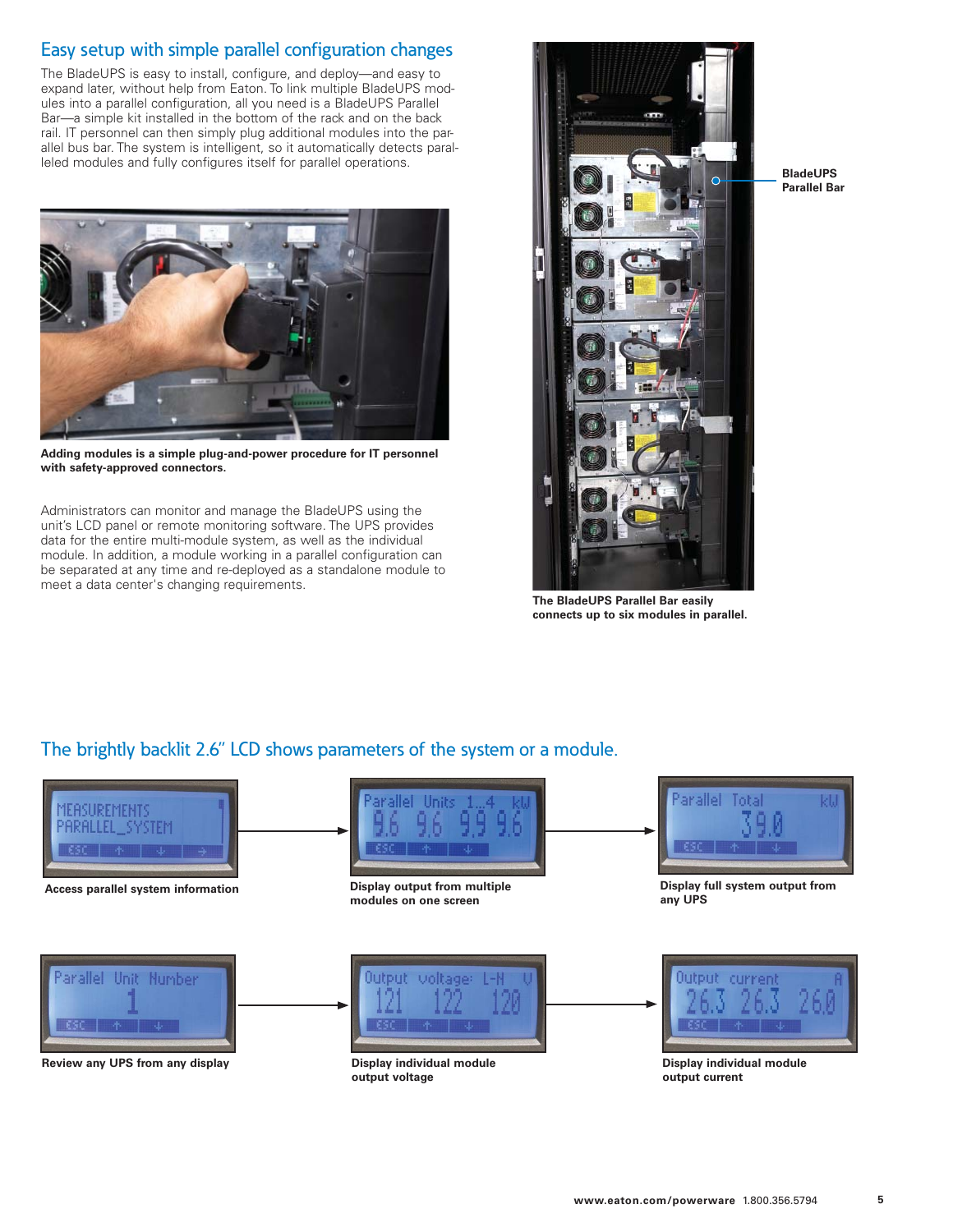## Easy setup with simple parallel configuration changes

The BladeUPS is easy to install, configure, and deploy—and easy to expand later, without help from Eaton. To link multiple BladeUPS modules into a parallel configuration, all you need is a BladeUPS Parallel Bar—a simple kit installed in the bottom of the rack and on the back rail. IT personnel can then simply plug additional modules into the parallel bus bar. The system is intelligent, so it automatically detects paralleled modules and fully configures itself for parallel operations.

**Adding modules is a simple plug-and-power procedure for IT personnel with safety-approved connectors.**

Administrators can monitor and manage the BladeUPS using the unit's LCD panel or remote monitoring software. The UPS provides data for the entire multi-module system, as well as the individual module. In addition, a module working in a parallel configuration can be separated at any time and re-deployed as a standalone module to meet a data center's changing requirements.

**BladeUPS Parallel Bar**

**The BladeUPS Parallel Bar easily connects up to six modules in parallel.**

## The brightly backlit 2.6" LCD shows parameters of the system or a module.

**Access parallel system information**

**Display output from multiple modules on one screen**

**Display full system output from any UPS**

**Review any UPS from any display**

**Display individual module output voltage**

**Display individual module output current**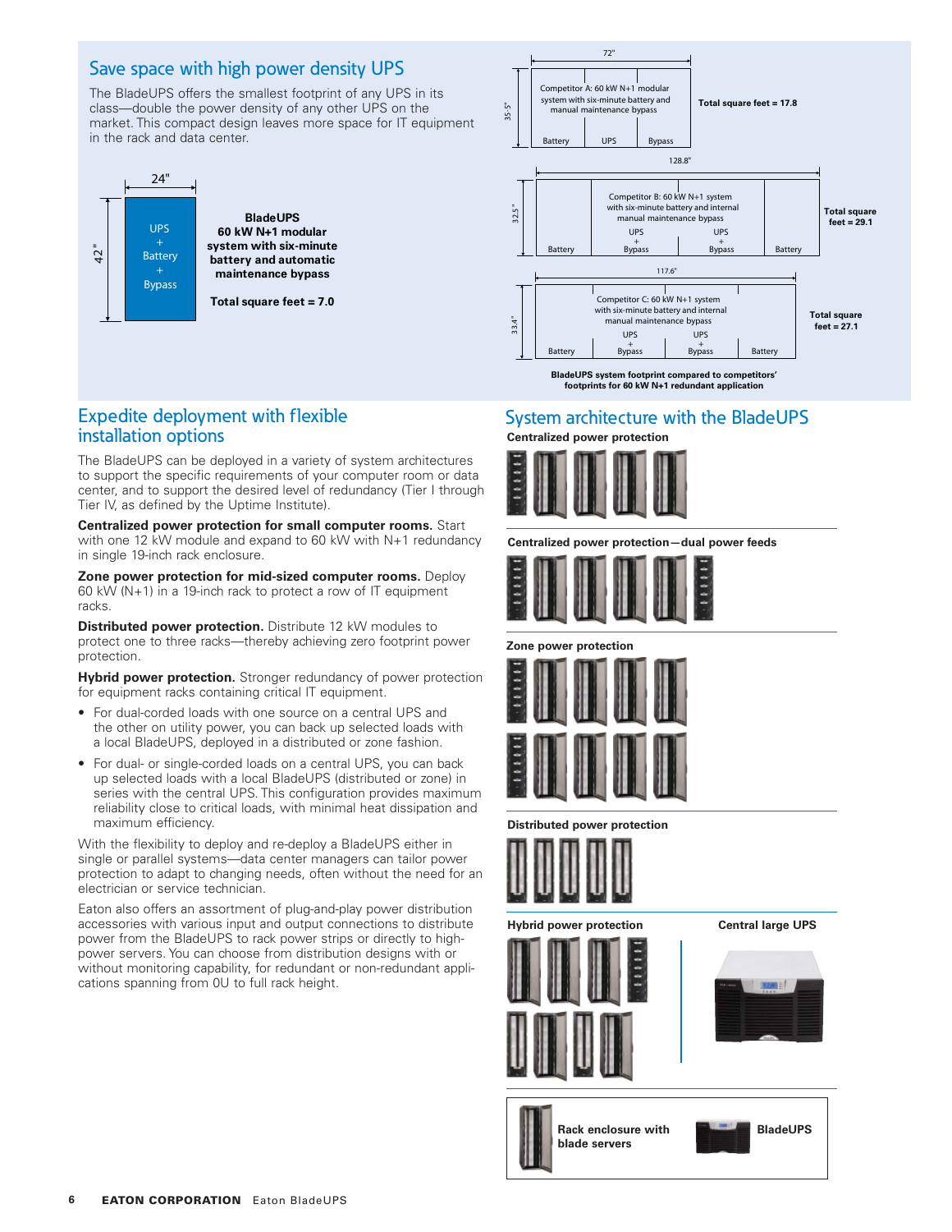## Save space with high power density UPS

The BladeUPS offers the smallest footprint of any UPS in its class—double the power density of any other UPS on the market. This compact design leaves more space for IT equipment in the rack and data center.

24"

42"

UPS + Battery + Bypass

**BladeUPS 60 kW N+1 modular system with six-minute battery and automatic maintenance bypass**

**Total square feet = 7.0**

72"

35.5"

Competitor A: 60 kW N+1 modular system with six-minute battery and manual maintenance bypass

Battery | UPS | Bypass

**Total square feet = 17.8**

128.8"

32.5"

Competitor B: 60 kW N+1 system with six-minute battery and internal manual maintenance bypass

Battery | UPS + Bypass | UPS + Bypass | Battery

**Total square feet = 29.1**

117.6"

33.4"

Competitor C: 60 kW N+1 system with six-minute battery and internal manual maintenance bypass

Battery | UPS + Bypass | UPS + Bypass | Battery

**Total square feet = 27.1**

**BladeUPS system footprint compared to competitors' footprints for 60 kW N+1 redundant application**

## Expedite deployment with flexible installation options

The BladeUPS can be deployed in a variety of system architectures to support the specific requirements of your computer room or data center, and to support the desired level of redundancy (Tier I through Tier IV, as defined by the Uptime Institute).

**Centralized power protection for small computer rooms.** Start with one 12 kW module and expand to 60 kW with N+1 redundancy in single 19-inch rack enclosure.

**Zone power protection for mid-sized computer rooms.** Deploy 60 kW (N+1) in a 19-inch rack to protect a row of IT equipment racks.

**Distributed power protection.** Distribute 12 kW modules to protect one to three racks—thereby achieving zero footprint power protection.

**Hybrid power protection.** Stronger redundancy of power protection for equipment racks containing critical IT equipment.

- For dual-corded loads with one source on a central UPS and the other on utility power, you can back up selected loads with a local BladeUPS, deployed in a distributed or zone fashion.
- For dual- or single-corded loads on a central UPS, you can back up selected loads with a local BladeUPS (distributed or zone) in series with the central UPS. This configuration provides maximum reliability close to critical loads, with minimal heat dissipation and maximum efficiency.

With the flexibility to deploy and re-deploy a BladeUPS either in single or parallel systems—data center managers can tailor power protection to adapt to changing needs, often without the need for an electrician or service technician.

Eaton also offers an assortment of plug-and-play power distribution accessories with various input and output connections to distribute power from the BladeUPS to rack power strips or directly to high-power servers. You can choose from distribution designs with or without monitoring capability, for redundant or non-redundant applications spanning from 0U to full rack height.

## System architecture with the BladeUPS

**Centralized power protection**

**Centralized power protection—dual power feeds**

**Zone power protection**

**Distributed power protection**

**Hybrid power protection**

**Central large UPS**

**Rack enclosure with blade servers**

**BladeUPS**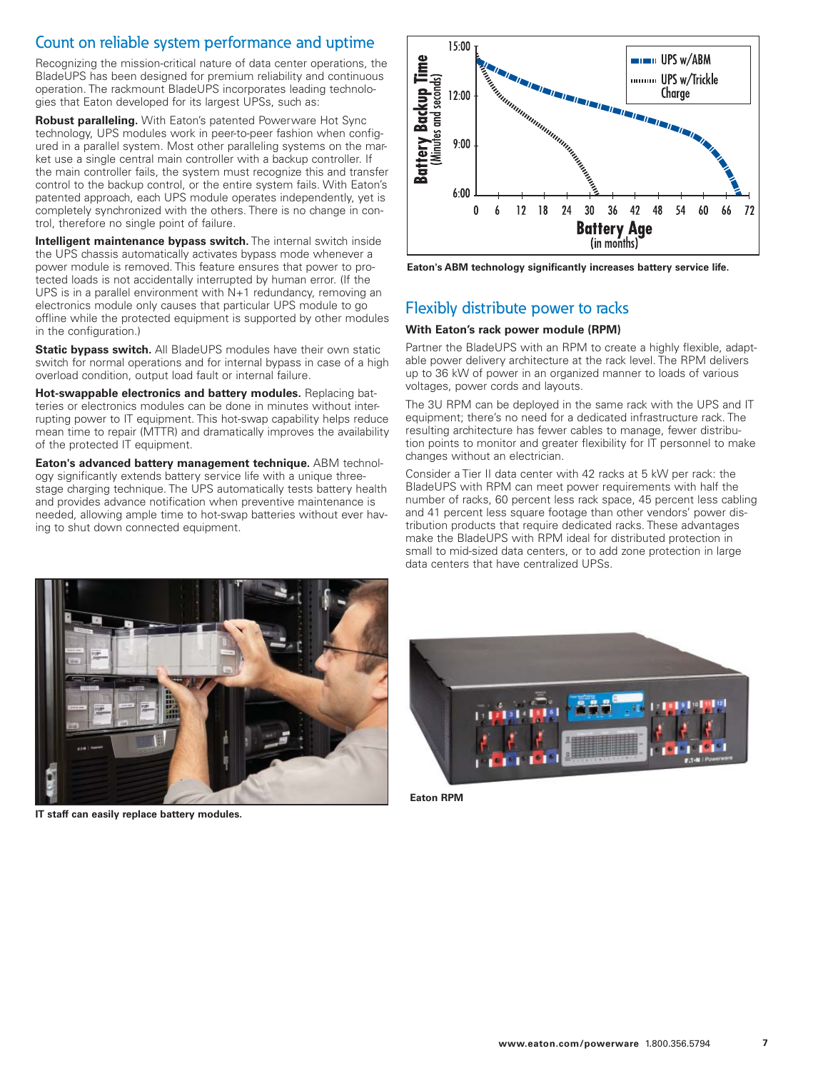## Count on reliable system performance and uptime

Recognizing the mission-critical nature of data center operations, the BladeUPS has been designed for premium reliability and continuous operation. The rackmount BladeUPS incorporates leading technologies that Eaton developed for its largest UPSs, such as:

**Robust paralleling.** With Eaton's patented Powerware Hot Sync technology, UPS modules work in peer-to-peer fashion when configured in a parallel system. Most other paralleling systems on the market use a single central main controller with a backup controller. If the main controller fails, the system must recognize this and transfer control to the backup control, or the entire system fails. With Eaton's patented approach, each UPS module operates independently, yet is completely synchronized with the others. There is no change in control, therefore no single point of failure.

**Intelligent maintenance bypass switch.** The internal switch inside the UPS chassis automatically activates bypass mode whenever a power module is removed. This feature ensures that power to protected loads is not accidentally interrupted by human error. (If the UPS is in a parallel environment with N+1 redundancy, removing an electronics module only causes that particular UPS module to go offline while the protected equipment is supported by other modules in the configuration.)

**Static bypass switch.** All BladeUPS modules have their own static switch for normal operations and for internal bypass in case of a high overload condition, output load fault or internal failure.

**Hot-swappable electronics and battery modules.** Replacing batteries or electronics modules can be done in minutes without interrupting power to IT equipment. This hot-swap capability helps reduce mean time to repair (MTTR) and dramatically improves the availability of the protected IT equipment.

**Eaton's advanced battery management technique.** ABM technology significantly extends battery service life with a unique three-stage charging technique. The UPS automatically tests battery health and provides advance notification when preventive maintenance is needed, allowing ample time to hot-swap batteries without ever having to shut down connected equipment.

IT staff can easily replace battery modules.

Eaton's ABM technology significantly increases battery service life.

## Flexibly distribute power to racks

### With Eaton's rack power module (RPM)

Partner the BladeUPS with an RPM to create a highly flexible, adaptable power delivery architecture at the rack level. The RPM delivers up to 36 kW of power in an organized manner to loads of various voltages, power cords and layouts.

The 3U RPM can be deployed in the same rack with the UPS and IT equipment; there's no need for a dedicated infrastructure rack. The resulting architecture has fewer cables to manage, fewer distribution points to monitor and greater flexibility for IT personnel to make changes without an electrician.

Consider a Tier II data center with 42 racks at 5 kW per rack: the BladeUPS with RPM can meet power requirements with half the number of racks, 60 percent less rack space, 45 percent less cabling and 41 percent less square footage than other vendors' power distribution products that require dedicated racks. These advantages make the BladeUPS with RPM ideal for distributed protection in small to mid-sized data centers, or to add zone protection in large data centers that have centralized UPSs.

Eaton RPM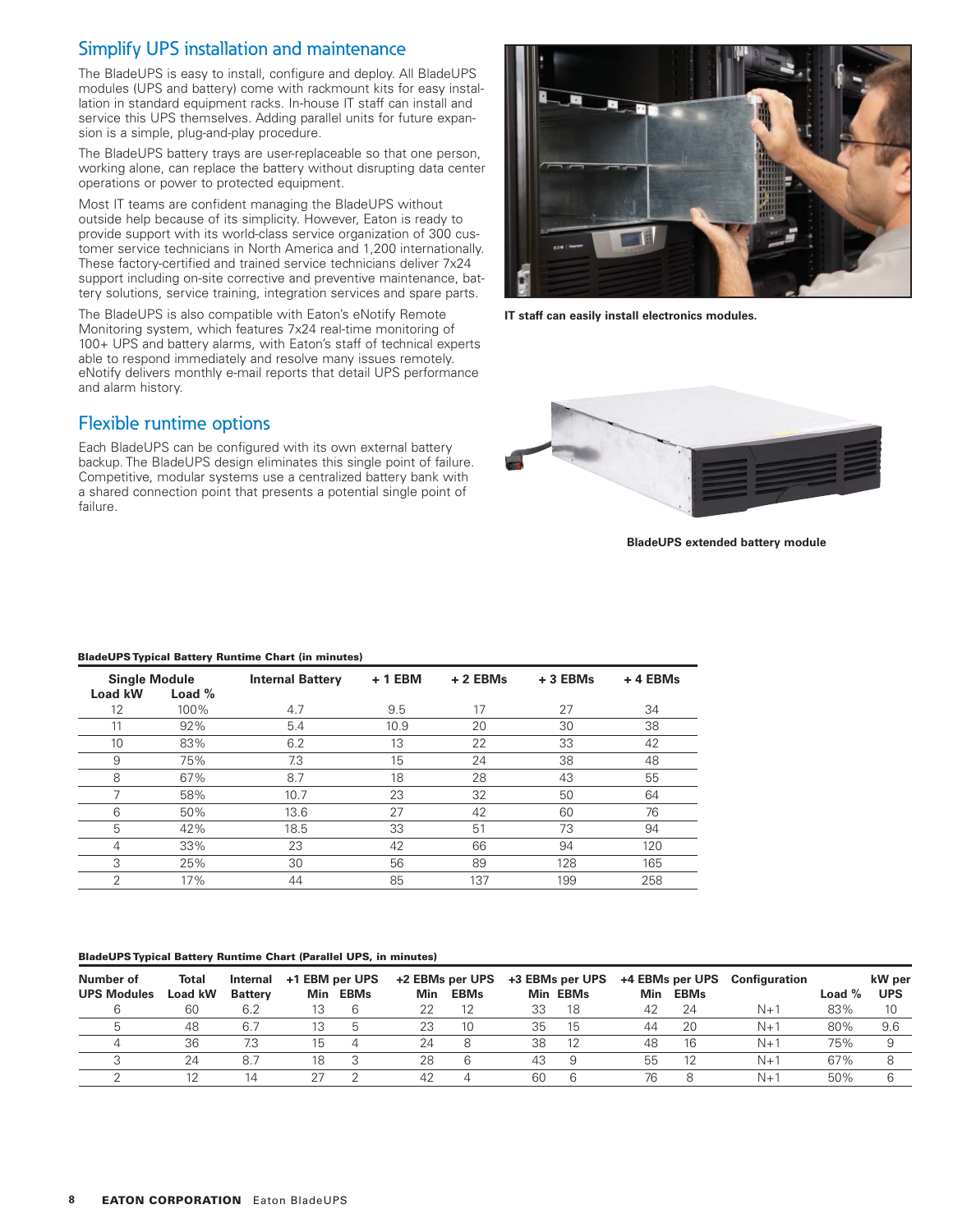## Simplify UPS installation and maintenance

The BladeUPS is easy to install, configure and deploy. All BladeUPS modules (UPS and battery) come with rackmount kits for easy installation in standard equipment racks. In-house IT staff can install and service this UPS themselves. Adding parallel units for future expansion is a simple, plug-and-play procedure.

The BladeUPS battery trays are user-replaceable so that one person, working alone, can replace the battery without disrupting data center operations or power to protected equipment.

Most IT teams are confident managing the BladeUPS without outside help because of its simplicity. However, Eaton is ready to provide support with its world-class service organization of 300 customer service technicians in North America and 1,200 internationally. These factory-certified and trained service technicians deliver 7x24 support including on-site corrective and preventive maintenance, battery solutions, service training, integration services and spare parts.

The BladeUPS is also compatible with Eaton's eNotify Remote Monitoring system, which features 7x24 real-time monitoring of 100+ UPS and battery alarms, with Eaton's staff of technical experts able to respond immediately and resolve many issues remotely. eNotify delivers monthly e-mail reports that detail UPS performance and alarm history.

**IT staff can easily install electronics modules.**

## Flexible runtime options

Each BladeUPS can be configured with its own external battery backup. The BladeUPS design eliminates this single point of failure. Competitive, modular systems use a centralized battery bank with a shared connection point that presents a potential single point of failure.

**BladeUPS extended battery module**

**BladeUPS Typical Battery Runtime Chart (in minutes)**

| Single Module Load kW | Load % | Internal Battery | + 1 EBM | + 2 EBMs | + 3 EBMs | + 4 EBMs |
|---|---|---|---|---|---|---|
| 12 | 100% | 4.7 | 9.5 | 17 | 27 | 34 |
| 11 | 92% | 5.4 | 10.9 | 20 | 30 | 38 |
| 10 | 83% | 6.2 | 13 | 22 | 33 | 42 |
| 9 | 75% | 7.3 | 15 | 24 | 38 | 48 |
| 8 | 67% | 8.7 | 18 | 28 | 43 | 55 |
| 7 | 58% | 10.7 | 23 | 32 | 50 | 64 |
| 6 | 50% | 13.6 | 27 | 42 | 60 | 76 |
| 5 | 42% | 18.5 | 33 | 51 | 73 | 94 |
| 4 | 33% | 23 | 42 | 66 | 94 | 120 |
| 3 | 25% | 30 | 56 | 89 | 128 | 165 |
| 2 | 17% | 44 | 85 | 137 | 199 | 258 |

**BladeUPS Typical Battery Runtime Chart (Parallel UPS, in minutes)**

| Number of UPS Modules | Total Load kW | Internal Battery | +1 EBM per UPS | | +2 EBMs per UPS | | +3 EBMs per UPS | | +4 EBMs per UPS | | Configuration | Load % | kW per UPS |
|---|---|---|---|---|---|---|---|---|---|---|---|---|---|
| | | | Min | EBMs | Min | EBMs | Min | EBMs | Min | EBMs | | | |
| 6 | 60 | 6.2 | 13 | 6 | 22 | 12 | 33 | 18 | 42 | 24 | N+1 | 83% | 10 |
| 5 | 48 | 6.7 | 13 | 5 | 23 | 10 | 35 | 15 | 44 | 20 | N+1 | 80% | 9.6 |
| 4 | 36 | 7.3 | 15 | 4 | 24 | 8 | 38 | 12 | 48 | 16 | N+1 | 75% | 9 |
| 3 | 24 | 8.7 | 18 | 3 | 28 | 6 | 43 | 9 | 55 | 12 | N+1 | 67% | 8 |
| 2 | 12 | 14 | 27 | 2 | 42 | 4 | 60 | 6 | 76 | 8 | N+1 | 50% | 6 |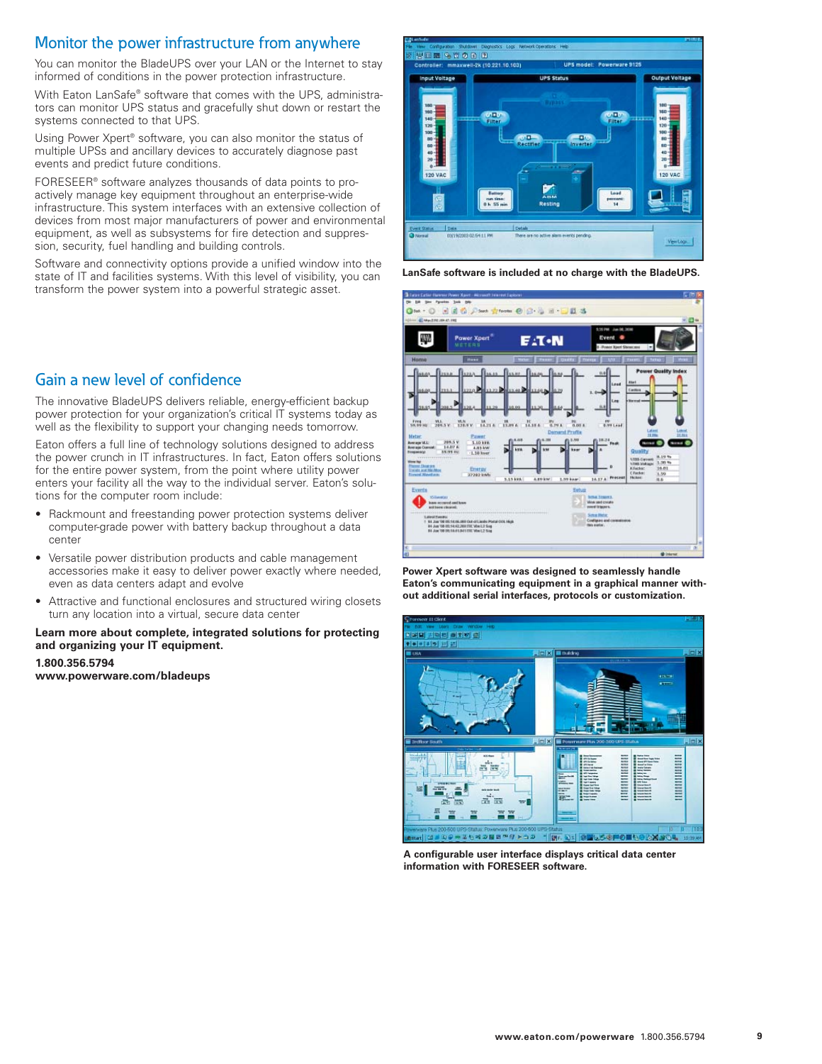## Monitor the power infrastructure from anywhere

You can monitor the BladeUPS over your LAN or the Internet to stay informed of conditions in the power protection infrastructure.

With Eaton LanSafe® software that comes with the UPS, administrators can monitor UPS status and gracefully shut down or restart the systems connected to that UPS.

Using Power Xpert® software, you can also monitor the status of multiple UPSs and ancillary devices to accurately diagnose past events and predict future conditions.

FORESEER® software analyzes thousands of data points to proactively manage key equipment throughout an enterprise-wide infrastructure. This system interfaces with an extensive collection of devices from most major manufacturers of power and environmental equipment, as well as subsystems for fire detection and suppression, security, fuel handling and building controls.

Software and connectivity options provide a unified window into the state of IT and facilities systems. With this level of visibility, you can transform the power system into a powerful strategic asset.

## Gain a new level of confidence

The innovative BladeUPS delivers reliable, energy-efficient backup power protection for your organization's critical IT systems today as well as the flexibility to support your changing needs tomorrow.

Eaton offers a full line of technology solutions designed to address the power crunch in IT infrastructures. In fact, Eaton offers solutions for the entire power system, from the point where utility power enters your facility all the way to the individual server. Eaton's solutions for the computer room include:

- Rackmount and freestanding power protection systems deliver computer-grade power with battery backup throughout a data center
- Versatile power distribution products and cable management accessories make it easy to deliver power exactly where needed, even as data centers adapt and evolve
- Attractive and functional enclosures and structured wiring closets turn any location into a virtual, secure data center

**Learn more about complete, integrated solutions for protecting and organizing your IT equipment.**

**1.800.356.5794**
**www.powerware.com/bladeups**

**LanSafe software is included at no charge with the BladeUPS.**

**Power Xpert software was designed to seamlessly handle Eaton's communicating equipment in a graphical manner without additional serial interfaces, protocols or customization.**

**A configurable user interface displays critical data center information with FORESEER software.**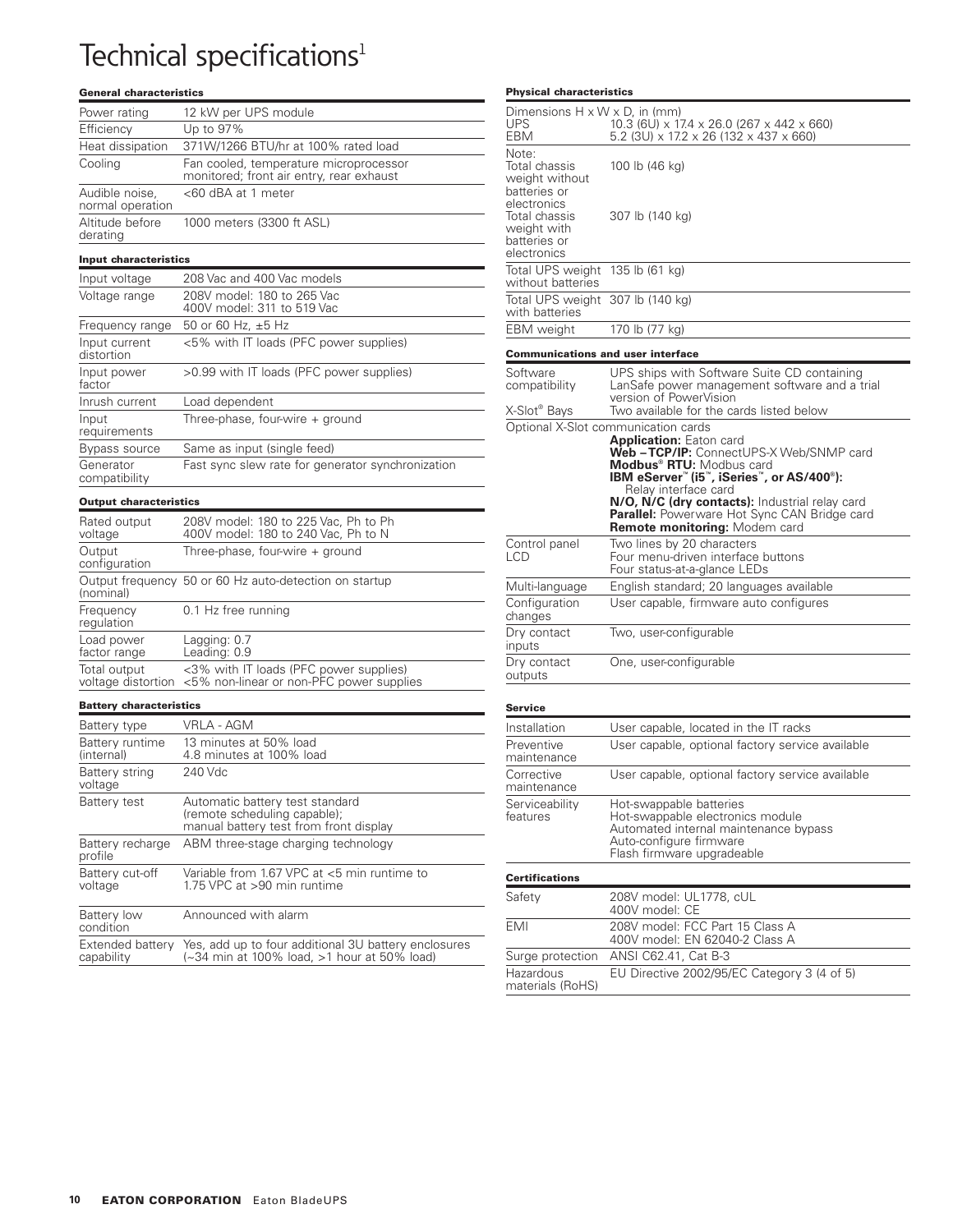# Technical specifications[1]

### General characteristics

| | |
|---|---|
| Power rating | 12 kW per UPS module |
| Efficiency | Up to 97% |
| Heat dissipation | 371W/1266 BTU/hr at 100% rated load |
| Cooling | Fan cooled, temperature microprocessor monitored; front air entry, rear exhaust |
| Audible noise, normal operation | <60 dBA at 1 meter |
| Altitude before derating | 1000 meters (3300 ft ASL) |

### Input characteristics

| | |
|---|---|
| Input voltage | 208 Vac and 400 Vac models |
| Voltage range | 208V model: 180 to 265 Vac<br>400V model: 311 to 519 Vac |
| Frequency range | 50 or 60 Hz, ±5 Hz |
| Input current distortion | <5% with IT loads (PFC power supplies) |
| Input power factor | >0.99 with IT loads (PFC power supplies) |
| Inrush current | Load dependent |
| Input requirements | Three-phase, four-wire + ground |
| Bypass source | Same as input (single feed) |
| Generator compatibility | Fast sync slew rate for generator synchronization |

### Output characteristics

| | |
|---|---|
| Rated output voltage | 208V model: 180 to 225 Vac, Ph to Ph<br>400V model: 180 to 240 Vac, Ph to N |
| Output configuration | Three-phase, four-wire + ground |
| Output frequency (nominal) | 50 or 60 Hz auto-detection on startup |
| Frequency regulation | 0.1 Hz free running |
| Load power factor range | Lagging: 0.7<br>Leading: 0.9 |
| Total output voltage distortion | <3% with IT loads (PFC power supplies)<br><5% non-linear or non-PFC power supplies |

### Battery characteristics

| | |
|---|---|
| Battery type | VRLA - AGM |
| Battery runtime (internal) | 13 minutes at 50% load<br>4.8 minutes at 100% load |
| Battery string voltage | 240 Vdc |
| Battery test | Automatic battery test standard (remote scheduling capable); manual battery test from front display |
| Battery recharge profile | ABM three-stage charging technology |
| Battery cut-off voltage | Variable from 1.67 VPC at <5 min runtime to 1.75 VPC at >90 min runtime |
| Battery low condition | Announced with alarm |
| Extended battery capability | Yes, add up to four additional 3U battery enclosures (~34 min at 100% load, >1 hour at 50% load) |

### Physical characteristics

| | |
|---|---|
| Dimensions H x W x D, in (mm)<br>UPS<br>EBM | <br>10.3 (6U) x 17.4 x 26.0 (267 x 442 x 660)<br>5.2 (3U) x 17.2 x 26 (132 x 437 x 660) |
| Note:<br>Total chassis weight without batteries or electronics | 100 lb (46 kg) |
| Total chassis weight with batteries or electronics | 307 lb (140 kg) |
| Total UPS weight without batteries | 135 lb (61 kg) |
| Total UPS weight with batteries | 307 lb (140 kg) |
| EBM weight | 170 lb (77 kg) |

### Communications and user interface

| | |
|---|---|
| Software compatibility | UPS ships with Software Suite CD containing LanSafe power management software and a trial version of PowerVision |
| X-Slot® Bays | Two available for the cards listed below |
| Optional X-Slot communication cards | **Application:** Eaton card<br>**Web – TCP/IP:** ConnectUPS-X Web/SNMP card<br>**Modbus® RTU:** Modbus card<br>**IBM eServer™ (i5™, iSeries™, or AS/400®):** Relay interface card<br>**N/O, N/C (dry contacts):** Industrial relay card<br>**Parallel:** Powerware Hot Sync CAN Bridge card<br>**Remote monitoring:** Modem card |
| Control panel LCD | Two lines by 20 characters<br>Four menu-driven interface buttons<br>Four status-at-a-glance LEDs |
| Multi-language | English standard; 20 languages available |
| Configuration changes | User capable, firmware auto configures |
| Dry contact inputs | Two, user-configurable |
| Dry contact outputs | One, user-configurable |

### Service

| | |
|---|---|
| Installation | User capable, located in the IT racks |
| Preventive maintenance | User capable, optional factory service available |
| Corrective maintenance | User capable, optional factory service available |
| Serviceability features | Hot-swappable batteries<br>Hot-swappable electronics module<br>Automated internal maintenance bypass<br>Auto-configure firmware<br>Flash firmware upgradeable |

### Certifications

| | |
|---|---|
| Safety | 208V model: UL1778, cUL<br>400V model: CE |
| EMI | 208V model: FCC Part 15 Class A<br>400V model: EN 62040-2 Class A |
| Surge protection | ANSI C62.41, Cat B-3 |
| Hazardous materials (RoHS) | EU Directive 2002/95/EC Category 3 (4 of 5) |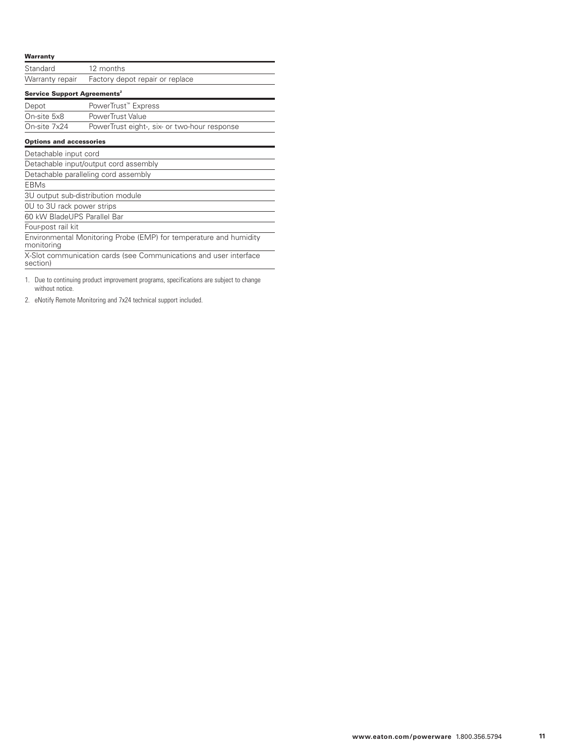**Warranty**

| | |
|---|---|
| Standard | 12 months |
| Warranty repair | Factory depot repair or replace |

**Service Support Agreements**[2]

| | |
|---|---|
| Depot | PowerTrust™ Express |
| On-site 5x8 | PowerTrust Value |
| On-site 7x24 | PowerTrust eight-, six- or two-hour response |

**Options and accessories**

| |
|---|
| Detachable input cord |
| Detachable input/output cord assembly |
| Detachable paralleling cord assembly |
| EBMs |
| 3U output sub-distribution module |
| 0U to 3U rack power strips |
| 60 kW BladeUPS Parallel Bar |
| Four-post rail kit |
| Environmental Monitoring Probe (EMP) for temperature and humidity monitoring |
| X-Slot communication cards (see Communications and user interface section) |

1. Due to continuing product improvement programs, specifications are subject to change without notice.
2. eNotify Remote Monitoring and 7x24 technical support included.

**www.eaton.com/powerware** 1.800.356.5794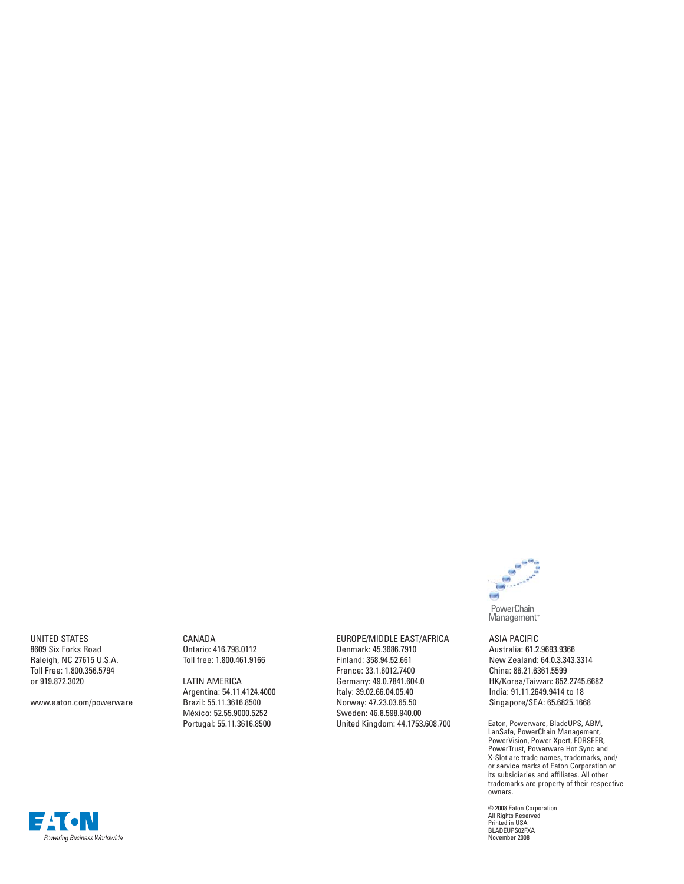PowerChain Management®

UNITED STATES
8609 Six Forks Road
Raleigh, NC 27615 U.S.A.
Toll Free: 1.800.356.5794
or 919.872.3020

www.eaton.com/powerware

CANADA
Ontario: 416.798.0112
Toll free: 1.800.461.9166

LATIN AMERICA
Argentina: 54.11.4124.4000
Brazil: 55.11.3616.8500
México: 52.55.9000.5252
Portugal: 55.11.3616.8500

EUROPE/MIDDLE EAST/AFRICA
Denmark: 45.3686.7910
Finland: 358.94.52.661
France: 33.1.6012.7400
Germany: 49.0.7841.604.0
Italy: 39.02.66.04.05.40
Norway: 47.23.03.65.50
Sweden: 46.8.598.940.00
United Kingdom: 44.1753.608.700

ASIA PACIFIC
Australia: 61.2.9693.9366
New Zealand: 64.0.3.343.3314
China: 86.21.6361.5599
HK/Korea/Taiwan: 852.2745.6682
India: 91.11.2649.9414 to 18
Singapore/SEA: 65.6825.1668

Eaton, Powerware, BladeUPS, ABM, LanSafe, PowerChain Management, PowerVision, Power Xpert, FORSEER, PowerTrust, Powerware Hot Sync and X-Slot are trade names, trademarks, and/or service marks of Eaton Corporation or its subsidiaries and affiliates. All other trademarks are property of their respective owners.

© 2008 Eaton Corporation
All Rights Reserved
Printed in USA
BLADEUPS02FXA
November 2008

EATON
*Powering Business Worldwide*